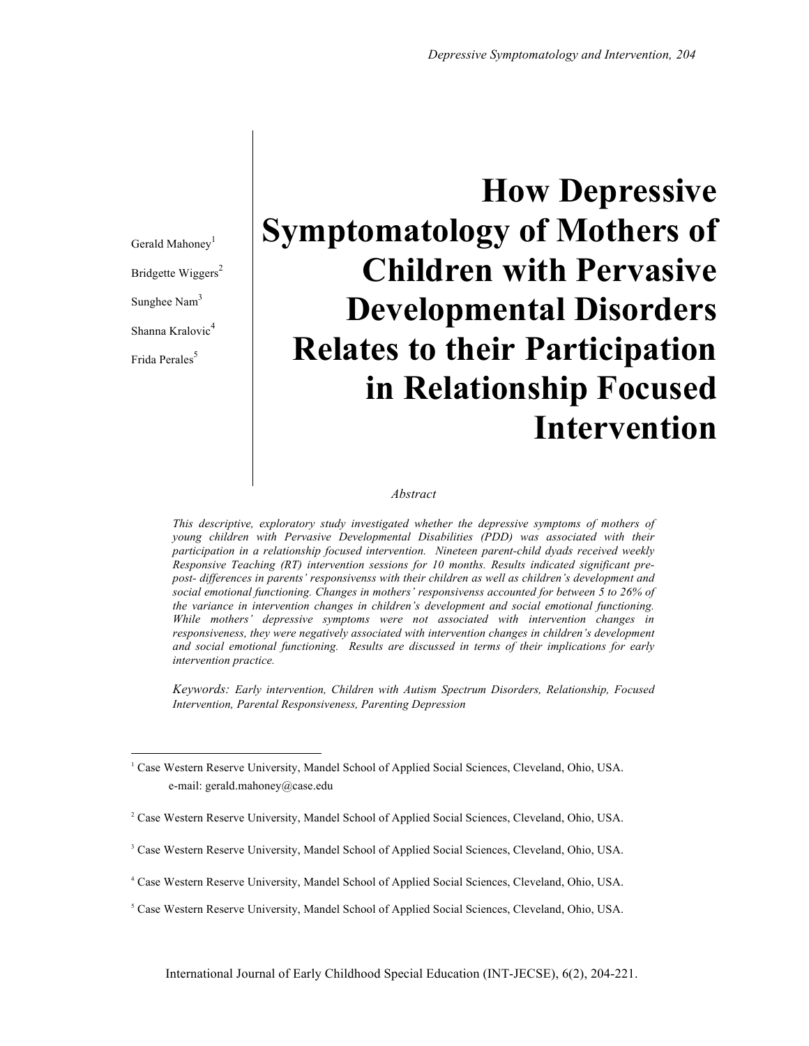# How Depressive Symptomatology of Mothers of Children with Pervasive Developmental Disorders Relates to their Participation in Relationship Focused Intervention

Gerald Mahoney[1]

Bridgette Wiggers[2]

Sunghee Nam[3]

Shanna Kralovic[4]

Frida Perales[5]

*Abstract*

*This descriptive, exploratory study investigated whether the depressive symptoms of mothers of young children with Pervasive Developmental Disabilities (PDD) was associated with their participation in a relationship focused intervention. Nineteen parent-child dyads received weekly Responsive Teaching (RT) intervention sessions for 10 months. Results indicated significant pre-post- differences in parents' responsivenss with their children as well as children's development and social emotional functioning. Changes in mothers' responsivenss accounted for between 5 to 26% of the variance in intervention changes in children's development and social emotional functioning. While mothers' depressive symptoms were not associated with intervention changes in responsiveness, they were negatively associated with intervention changes in children's development and social emotional functioning. Results are discussed in terms of their implications for early intervention practice.*

*Keywords: Early intervention, Children with Autism Spectrum Disorders, Relationship, Focused Intervention, Parental Responsiveness, Parenting Depression*

---

[1] Case Western Reserve University, Mandel School of Applied Social Sciences, Cleveland, Ohio, USA. e-mail: gerald.mahoney@case.edu

[2] Case Western Reserve University, Mandel School of Applied Social Sciences, Cleveland, Ohio, USA.

[3] Case Western Reserve University, Mandel School of Applied Social Sciences, Cleveland, Ohio, USA.

[4] Case Western Reserve University, Mandel School of Applied Social Sciences, Cleveland, Ohio, USA.

[5] Case Western Reserve University, Mandel School of Applied Social Sciences, Cleveland, Ohio, USA.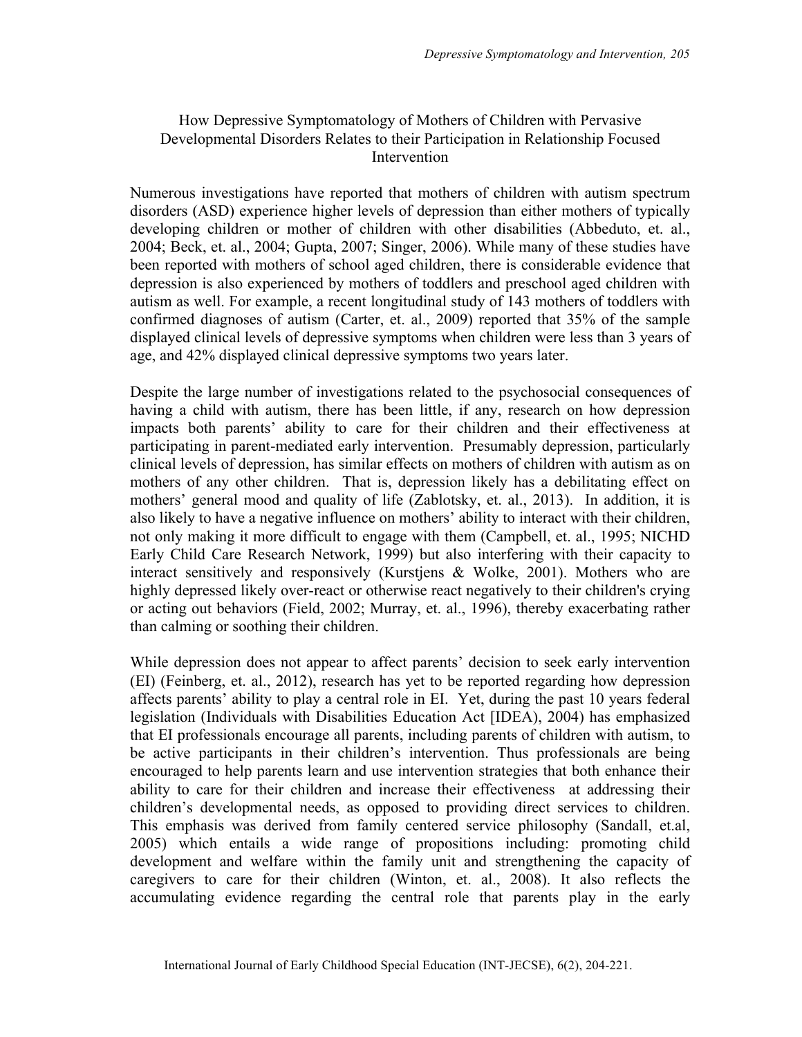## How Depressive Symptomatology of Mothers of Children with Pervasive Developmental Disorders Relates to their Participation in Relationship Focused Intervention

Numerous investigations have reported that mothers of children with autism spectrum disorders (ASD) experience higher levels of depression than either mothers of typically developing children or mother of children with other disabilities (Abbeduto, et. al., 2004; Beck, et. al., 2004; Gupta, 2007; Singer, 2006). While many of these studies have been reported with mothers of school aged children, there is considerable evidence that depression is also experienced by mothers of toddlers and preschool aged children with autism as well. For example, a recent longitudinal study of 143 mothers of toddlers with confirmed diagnoses of autism (Carter, et. al., 2009) reported that 35% of the sample displayed clinical levels of depressive symptoms when children were less than 3 years of age, and 42% displayed clinical depressive symptoms two years later.

Despite the large number of investigations related to the psychosocial consequences of having a child with autism, there has been little, if any, research on how depression impacts both parents' ability to care for their children and their effectiveness at participating in parent-mediated early intervention. Presumably depression, particularly clinical levels of depression, has similar effects on mothers of children with autism as on mothers of any other children. That is, depression likely has a debilitating effect on mothers' general mood and quality of life (Zablotsky, et. al., 2013). In addition, it is also likely to have a negative influence on mothers' ability to interact with their children, not only making it more difficult to engage with them (Campbell, et. al., 1995; NICHD Early Child Care Research Network, 1999) but also interfering with their capacity to interact sensitively and responsively (Kurstjens & Wolke, 2001). Mothers who are highly depressed likely over-react or otherwise react negatively to their children's crying or acting out behaviors (Field, 2002; Murray, et. al., 1996), thereby exacerbating rather than calming or soothing their children.

While depression does not appear to affect parents' decision to seek early intervention (EI) (Feinberg, et. al., 2012), research has yet to be reported regarding how depression affects parents' ability to play a central role in EI. Yet, during the past 10 years federal legislation (Individuals with Disabilities Education Act [IDEA), 2004) has emphasized that EI professionals encourage all parents, including parents of children with autism, to be active participants in their children's intervention. Thus professionals are being encouraged to help parents learn and use intervention strategies that both enhance their ability to care for their children and increase their effectiveness at addressing their children's developmental needs, as opposed to providing direct services to children. This emphasis was derived from family centered service philosophy (Sandall, et.al, 2005) which entails a wide range of propositions including: promoting child development and welfare within the family unit and strengthening the capacity of caregivers to care for their children (Winton, et. al., 2008). It also reflects the accumulating evidence regarding the central role that parents play in the early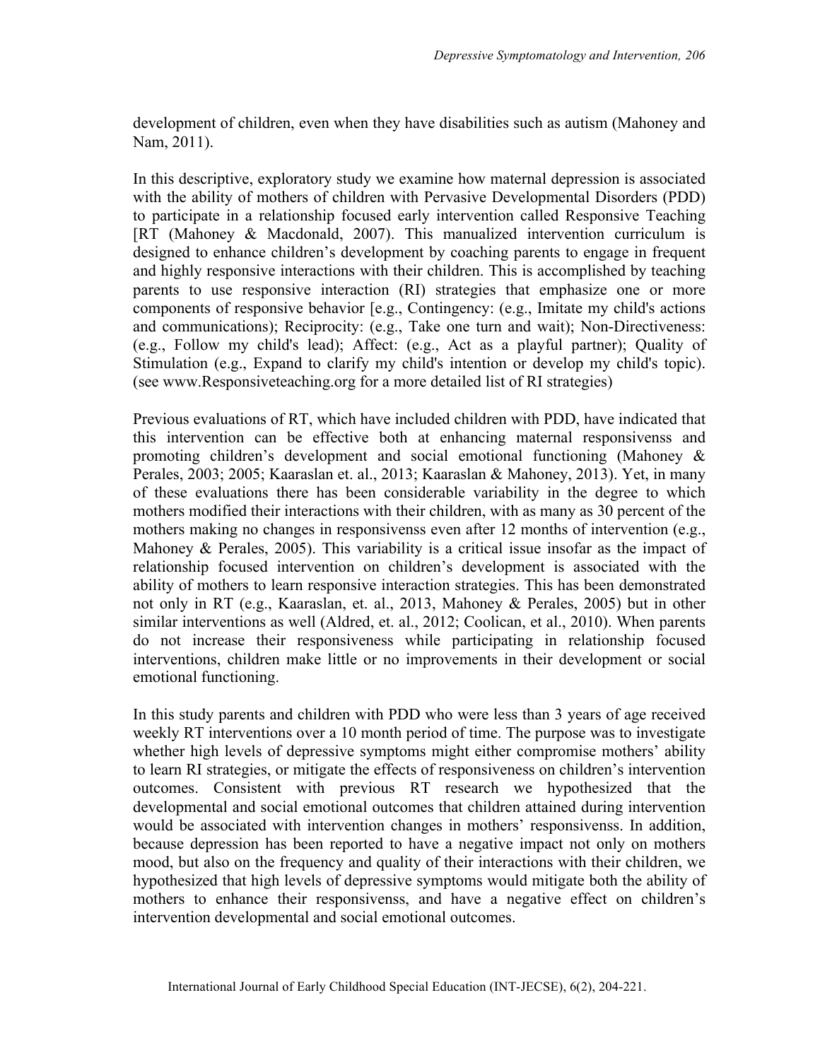development of children, even when they have disabilities such as autism (Mahoney and Nam, 2011).

In this descriptive, exploratory study we examine how maternal depression is associated with the ability of mothers of children with Pervasive Developmental Disorders (PDD) to participate in a relationship focused early intervention called Responsive Teaching [RT (Mahoney & Macdonald, 2007). This manualized intervention curriculum is designed to enhance children's development by coaching parents to engage in frequent and highly responsive interactions with their children. This is accomplished by teaching parents to use responsive interaction (RI) strategies that emphasize one or more components of responsive behavior [e.g., Contingency: (e.g., Imitate my child's actions and communications); Reciprocity: (e.g., Take one turn and wait); Non-Directiveness: (e.g., Follow my child's lead); Affect: (e.g., Act as a playful partner); Quality of Stimulation (e.g., Expand to clarify my child's intention or develop my child's topic). (see www.Responsiveteaching.org for a more detailed list of RI strategies)

Previous evaluations of RT, which have included children with PDD, have indicated that this intervention can be effective both at enhancing maternal responsivenss and promoting children's development and social emotional functioning (Mahoney & Perales, 2003; 2005; Kaaraslan et. al., 2013; Kaaraslan & Mahoney, 2013). Yet, in many of these evaluations there has been considerable variability in the degree to which mothers modified their interactions with their children, with as many as 30 percent of the mothers making no changes in responsivenss even after 12 months of intervention (e.g., Mahoney & Perales, 2005). This variability is a critical issue insofar as the impact of relationship focused intervention on children's development is associated with the ability of mothers to learn responsive interaction strategies. This has been demonstrated not only in RT (e.g., Kaaraslan, et. al., 2013, Mahoney & Perales, 2005) but in other similar interventions as well (Aldred, et. al., 2012; Coolican, et al., 2010). When parents do not increase their responsiveness while participating in relationship focused interventions, children make little or no improvements in their development or social emotional functioning.

In this study parents and children with PDD who were less than 3 years of age received weekly RT interventions over a 10 month period of time. The purpose was to investigate whether high levels of depressive symptoms might either compromise mothers' ability to learn RI strategies, or mitigate the effects of responsiveness on children's intervention outcomes. Consistent with previous RT research we hypothesized that the developmental and social emotional outcomes that children attained during intervention would be associated with intervention changes in mothers' responsivenss. In addition, because depression has been reported to have a negative impact not only on mothers mood, but also on the frequency and quality of their interactions with their children, we hypothesized that high levels of depressive symptoms would mitigate both the ability of mothers to enhance their responsivenss, and have a negative effect on children's intervention developmental and social emotional outcomes.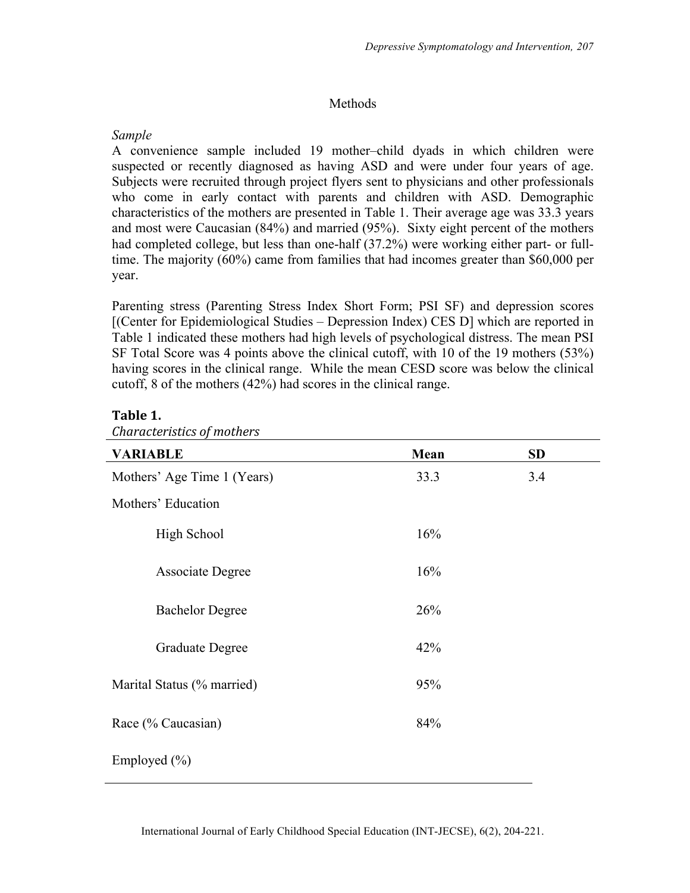## Methods

*Sample*

A convenience sample included 19 mother–child dyads in which children were suspected or recently diagnosed as having ASD and were under four years of age. Subjects were recruited through project flyers sent to physicians and other professionals who come in early contact with parents and children with ASD. Demographic characteristics of the mothers are presented in Table 1. Their average age was 33.3 years and most were Caucasian (84%) and married (95%). Sixty eight percent of the mothers had completed college, but less than one-half (37.2%) were working either part- or full-time. The majority (60%) came from families that had incomes greater than $60,000 per year.

Parenting stress (Parenting Stress Index Short Form; PSI SF) and depression scores [(Center for Epidemiological Studies – Depression Index) CES D] which are reported in Table 1 indicated these mothers had high levels of psychological distress. The mean PSI SF Total Score was 4 points above the clinical cutoff, with 10 of the 19 mothers (53%) having scores in the clinical range. While the mean CESD score was below the clinical cutoff, 8 of the mothers (42%) had scores in the clinical range.

**Table 1.**
*Characteristics of mothers*

| VARIABLE | Mean | SD |
|---|---|---|
| Mothers' Age Time 1 (Years) | 33.3 | 3.4 |
| Mothers' Education | | |
| High School | 16% | |
| Associate Degree | 16% | |
| Bachelor Degree | 26% | |
| Graduate Degree | 42% | |
| Marital Status (% married) | 95% | |
| Race (% Caucasian) | 84% | |
| Employed (%) | | |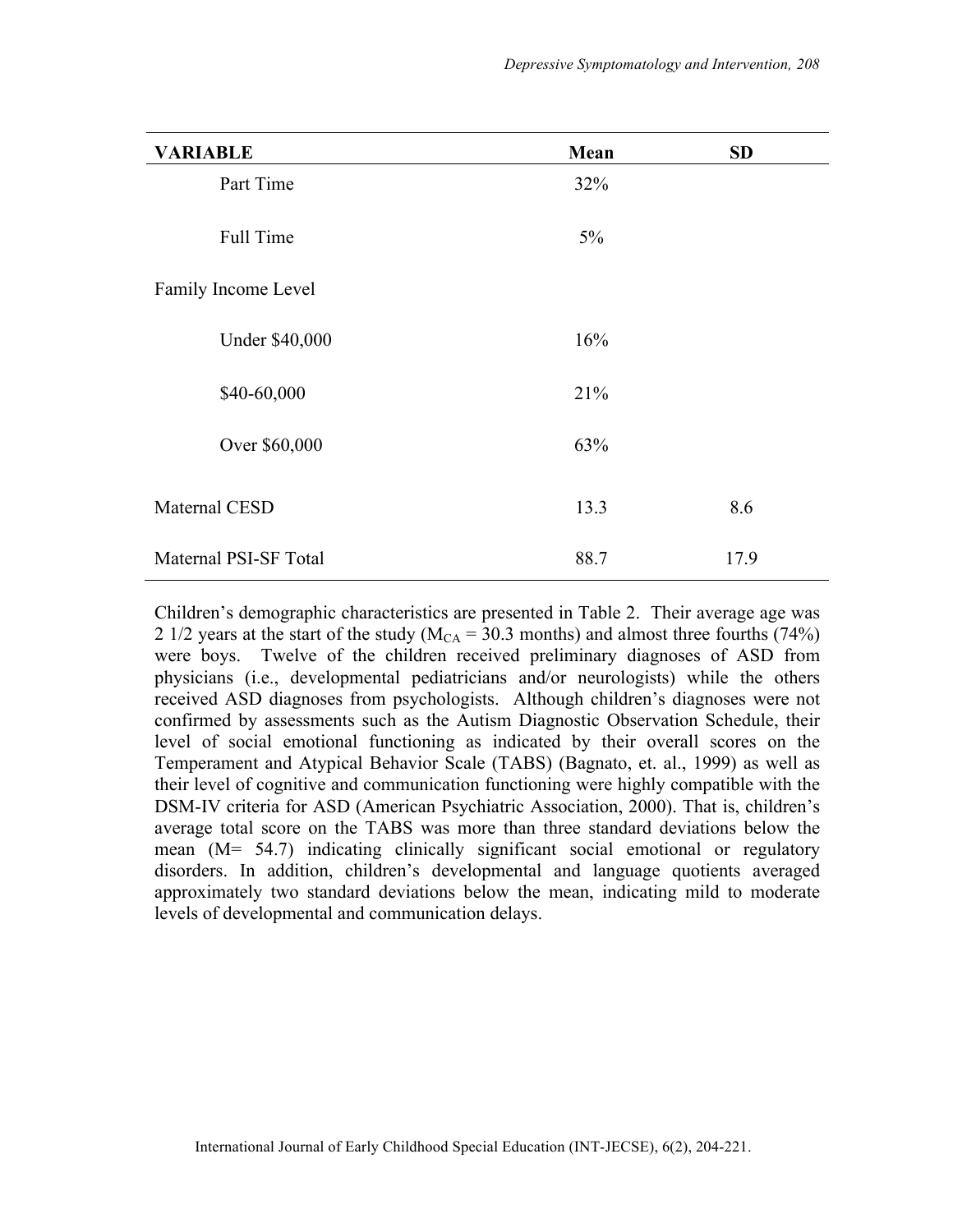| VARIABLE | Mean | SD |
|---|---|---|
| Part Time | 32% | |
| Full Time | 5% | |
| Family Income Level | | |
| Under $40,000 | 16% | |
| $40-60,000 | 21% | |
| Over $60,000 | 63% | |
| Maternal CESD | 13.3 | 8.6 |
| Maternal PSI-SF Total | 88.7 | 17.9 |

Children's demographic characteristics are presented in Table 2. Their average age was 2 1/2 years at the start of the study ($M_{CA}$ = 30.3 months) and almost three fourths (74%) were boys. Twelve of the children received preliminary diagnoses of ASD from physicians (i.e., developmental pediatricians and/or neurologists) while the others received ASD diagnoses from psychologists. Although children's diagnoses were not confirmed by assessments such as the Autism Diagnostic Observation Schedule, their level of social emotional functioning as indicated by their overall scores on the Temperament and Atypical Behavior Scale (TABS) (Bagnato, et. al., 1999) as well as their level of cognitive and communication functioning were highly compatible with the DSM-IV criteria for ASD (American Psychiatric Association, 2000). That is, children's average total score on the TABS was more than three standard deviations below the mean (M= 54.7) indicating clinically significant social emotional or regulatory disorders. In addition, children's developmental and language quotients averaged approximately two standard deviations below the mean, indicating mild to moderate levels of developmental and communication delays.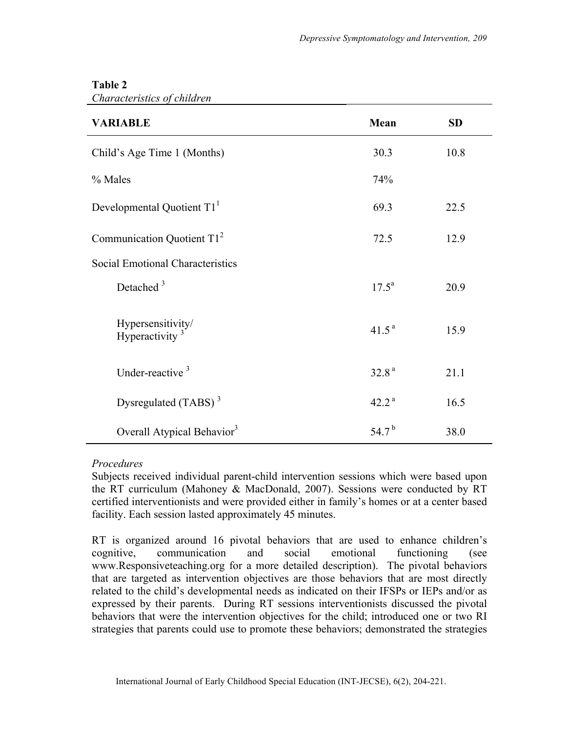**Table 2**

*Characteristics of children*

| VARIABLE | Mean | SD |
|---|---|---|
| Child's Age Time 1 (Months) | 30.3 | 10.8 |
| % Males | 74% | |
| Developmental Quotient T1[1] | 69.3 | 22.5 |
| Communication Quotient T1[2] | 72.5 | 12.9 |
| Social Emotional Characteristics | | |
| Detached [3] | 17.5[a] | 20.9 |
| Hypersensitivity/ Hyperactivity [3] | 41.5[a] | 15.9 |
| Under-reactive [3] | 32.8[a] | 21.1 |
| Dysregulated (TABS) [3] | 42.2[a] | 16.5 |
| Overall Atypical Behavior[3] | 54.7[b] | 38.0 |

*Procedures*

Subjects received individual parent-child intervention sessions which were based upon the RT curriculum (Mahoney & MacDonald, 2007). Sessions were conducted by RT certified interventionists and were provided either in family's homes or at a center based facility. Each session lasted approximately 45 minutes.

RT is organized around 16 pivotal behaviors that are used to enhance children's cognitive, communication and social emotional functioning (see www.Responsiveteaching.org for a more detailed description). The pivotal behaviors that are targeted as intervention objectives are those behaviors that are most directly related to the child's developmental needs as indicated on their IFSPs or IEPs and/or as expressed by their parents. During RT sessions interventionists discussed the pivotal behaviors that were the intervention objectives for the child; introduced one or two RI strategies that parents could use to promote these behaviors; demonstrated the strategies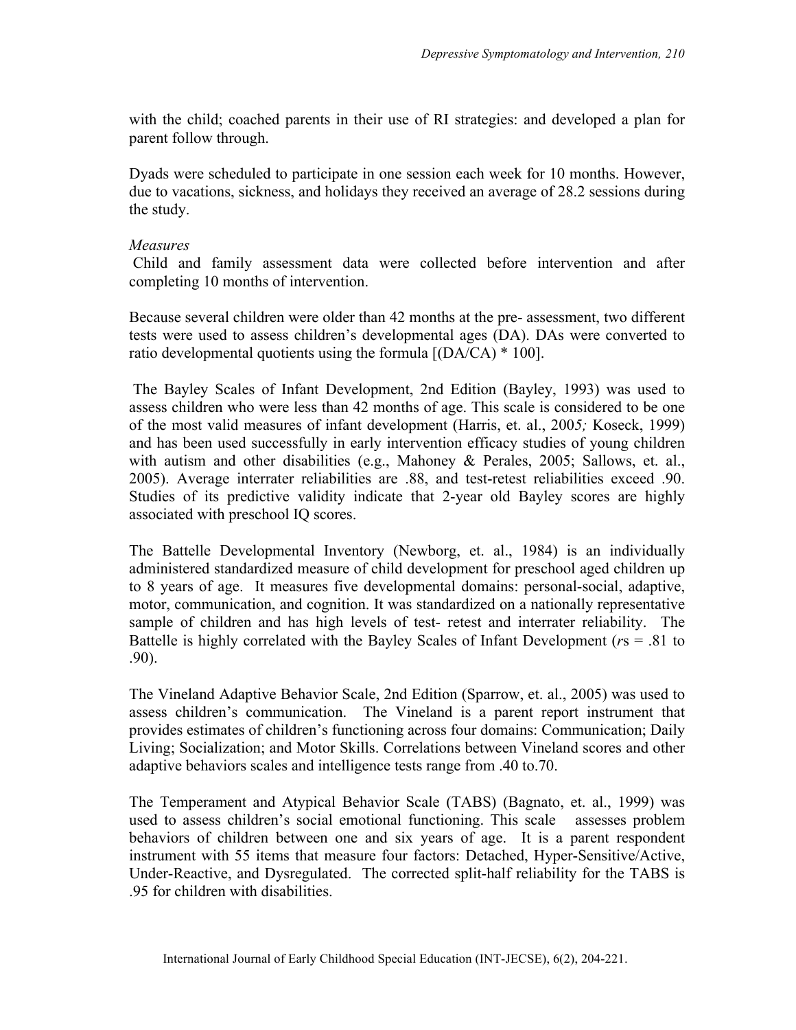with the child; coached parents in their use of RI strategies: and developed a plan for parent follow through.

Dyads were scheduled to participate in one session each week for 10 months. However, due to vacations, sickness, and holidays they received an average of 28.2 sessions during the study.

*Measures*

Child and family assessment data were collected before intervention and after completing 10 months of intervention.

Because several children were older than 42 months at the pre- assessment, two different tests were used to assess children's developmental ages (DA). DAs were converted to ratio developmental quotients using the formula [(DA/CA) * 100].

The Bayley Scales of Infant Development, 2nd Edition (Bayley, 1993) was used to assess children who were less than 42 months of age. This scale is considered to be one of the most valid measures of infant development (Harris, et. al., 2005; Koseck, 1999) and has been used successfully in early intervention efficacy studies of young children with autism and other disabilities (e.g., Mahoney & Perales, 2005; Sallows, et. al., 2005). Average interrater reliabilities are .88, and test-retest reliabilities exceed .90. Studies of its predictive validity indicate that 2-year old Bayley scores are highly associated with preschool IQ scores.

The Battelle Developmental Inventory (Newborg, et. al., 1984) is an individually administered standardized measure of child development for preschool aged children up to 8 years of age. It measures five developmental domains: personal-social, adaptive, motor, communication, and cognition. It was standardized on a nationally representative sample of children and has high levels of test- retest and interrater reliability. The Battelle is highly correlated with the Bayley Scales of Infant Development (*r*s = .81 to .90).

The Vineland Adaptive Behavior Scale, 2nd Edition (Sparrow, et. al., 2005) was used to assess children's communication. The Vineland is a parent report instrument that provides estimates of children's functioning across four domains: Communication; Daily Living; Socialization; and Motor Skills. Correlations between Vineland scores and other adaptive behaviors scales and intelligence tests range from .40 to.70.

The Temperament and Atypical Behavior Scale (TABS) (Bagnato, et. al., 1999) was used to assess children's social emotional functioning. This scale assesses problem behaviors of children between one and six years of age. It is a parent respondent instrument with 55 items that measure four factors: Detached, Hyper-Sensitive/Active, Under-Reactive, and Dysregulated. The corrected split-half reliability for the TABS is .95 for children with disabilities.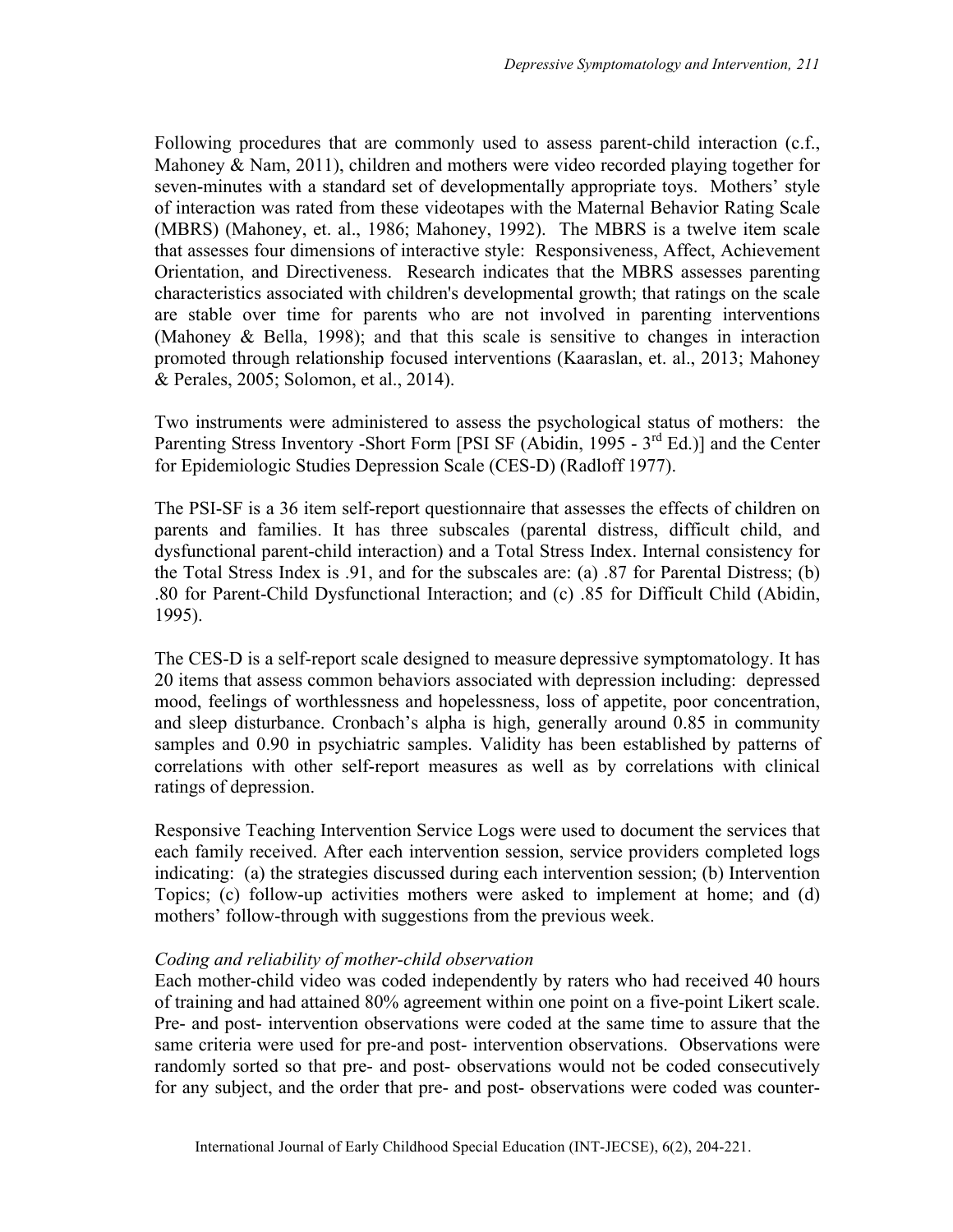Following procedures that are commonly used to assess parent-child interaction (c.f., Mahoney & Nam, 2011), children and mothers were video recorded playing together for seven-minutes with a standard set of developmentally appropriate toys. Mothers' style of interaction was rated from these videotapes with the Maternal Behavior Rating Scale (MBRS) (Mahoney, et. al., 1986; Mahoney, 1992). The MBRS is a twelve item scale that assesses four dimensions of interactive style: Responsiveness, Affect, Achievement Orientation, and Directiveness. Research indicates that the MBRS assesses parenting characteristics associated with children's developmental growth; that ratings on the scale are stable over time for parents who are not involved in parenting interventions (Mahoney & Bella, 1998); and that this scale is sensitive to changes in interaction promoted through relationship focused interventions (Kaaraslan, et. al., 2013; Mahoney & Perales, 2005; Solomon, et al., 2014).

Two instruments were administered to assess the psychological status of mothers: the Parenting Stress Inventory -Short Form [PSI SF (Abidin, 1995 - 3rd Ed.)] and the Center for Epidemiologic Studies Depression Scale (CES-D) (Radloff 1977).

The PSI-SF is a 36 item self-report questionnaire that assesses the effects of children on parents and families. It has three subscales (parental distress, difficult child, and dysfunctional parent-child interaction) and a Total Stress Index. Internal consistency for the Total Stress Index is .91, and for the subscales are: (a) .87 for Parental Distress; (b) .80 for Parent-Child Dysfunctional Interaction; and (c) .85 for Difficult Child (Abidin, 1995).

The CES-D is a self-report scale designed to measure depressive symptomatology. It has 20 items that assess common behaviors associated with depression including: depressed mood, feelings of worthlessness and hopelessness, loss of appetite, poor concentration, and sleep disturbance. Cronbach's alpha is high, generally around 0.85 in community samples and 0.90 in psychiatric samples. Validity has been established by patterns of correlations with other self-report measures as well as by correlations with clinical ratings of depression.

Responsive Teaching Intervention Service Logs were used to document the services that each family received. After each intervention session, service providers completed logs indicating: (a) the strategies discussed during each intervention session; (b) Intervention Topics; (c) follow-up activities mothers were asked to implement at home; and (d) mothers' follow-through with suggestions from the previous week.

*Coding and reliability of mother-child observation*

Each mother-child video was coded independently by raters who had received 40 hours of training and had attained 80% agreement within one point on a five-point Likert scale. Pre- and post- intervention observations were coded at the same time to assure that the same criteria were used for pre-and post- intervention observations. Observations were randomly sorted so that pre- and post- observations would not be coded consecutively for any subject, and the order that pre- and post- observations were coded was counter-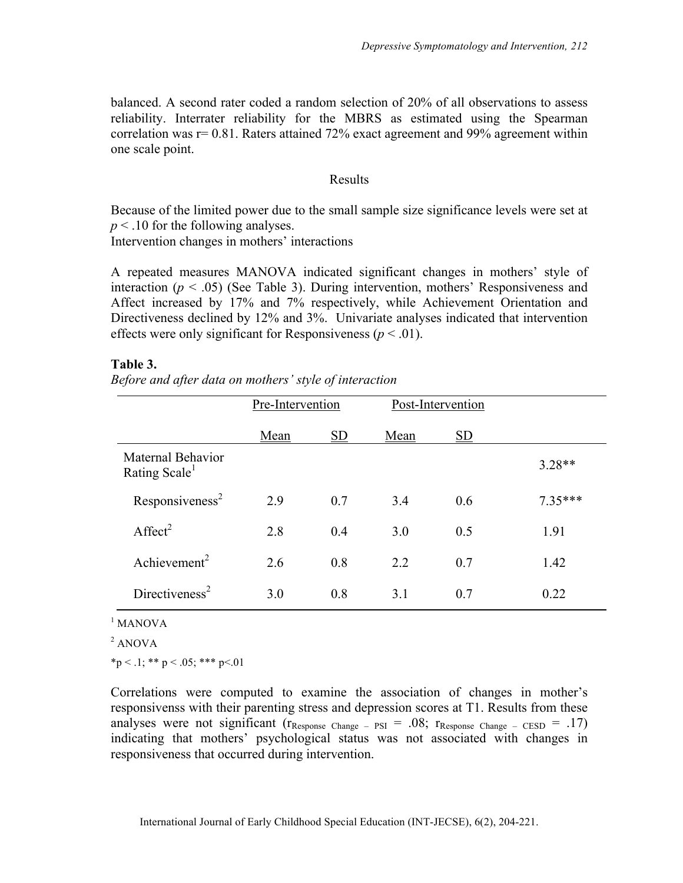balanced. A second rater coded a random selection of 20% of all observations to assess reliability. Interrater reliability for the MBRS as estimated using the Spearman correlation was r= 0.81. Raters attained 72% exact agreement and 99% agreement within one scale point.

## Results

Because of the limited power due to the small sample size significance levels were set at $p < .10$ for the following analyses.

Intervention changes in mothers' interactions

A repeated measures MANOVA indicated significant changes in mothers' style of interaction ($p < .05$) (See Table 3). During intervention, mothers' Responsiveness and Affect increased by 17% and 7% respectively, while Achievement Orientation and Directiveness declined by 12% and 3%. Univariate analyses indicated that intervention effects were only significant for Responsiveness ($p < .01$).

**Table 3.**
*Before and after data on mothers' style of interaction*

| | Pre-Intervention | | Post-Intervention | | |
|---|---|---|---|---|---|
| | Mean | SD | Mean | SD | |
| Maternal Behavior Rating Scale[1] | | | | | 3.28** |
| Responsiveness[2] | 2.9 | 0.7 | 3.4 | 0.6 | 7.35*** |
| Affect[2] | 2.8 | 0.4 | 3.0 | 0.5 | 1.91 |
| Achievement[2] | 2.6 | 0.8 | 2.2 | 0.7 | 1.42 |
| Directiveness[2] | 3.0 | 0.8 | 3.1 | 0.7 | 0.22 |

[1] MANOVA

[2] ANOVA

*p < .1; ** p < .05; *** p<.01

Correlations were computed to examine the association of changes in mother's responsivenss with their parenting stress and depression scores at T1. Results from these analyses were not significant ($r_{\text{Response Change – PSI}} = .08$; $r_{\text{Response Change – CESD}} = .17$) indicating that mothers' psychological status was not associated with changes in responsiveness that occurred during intervention.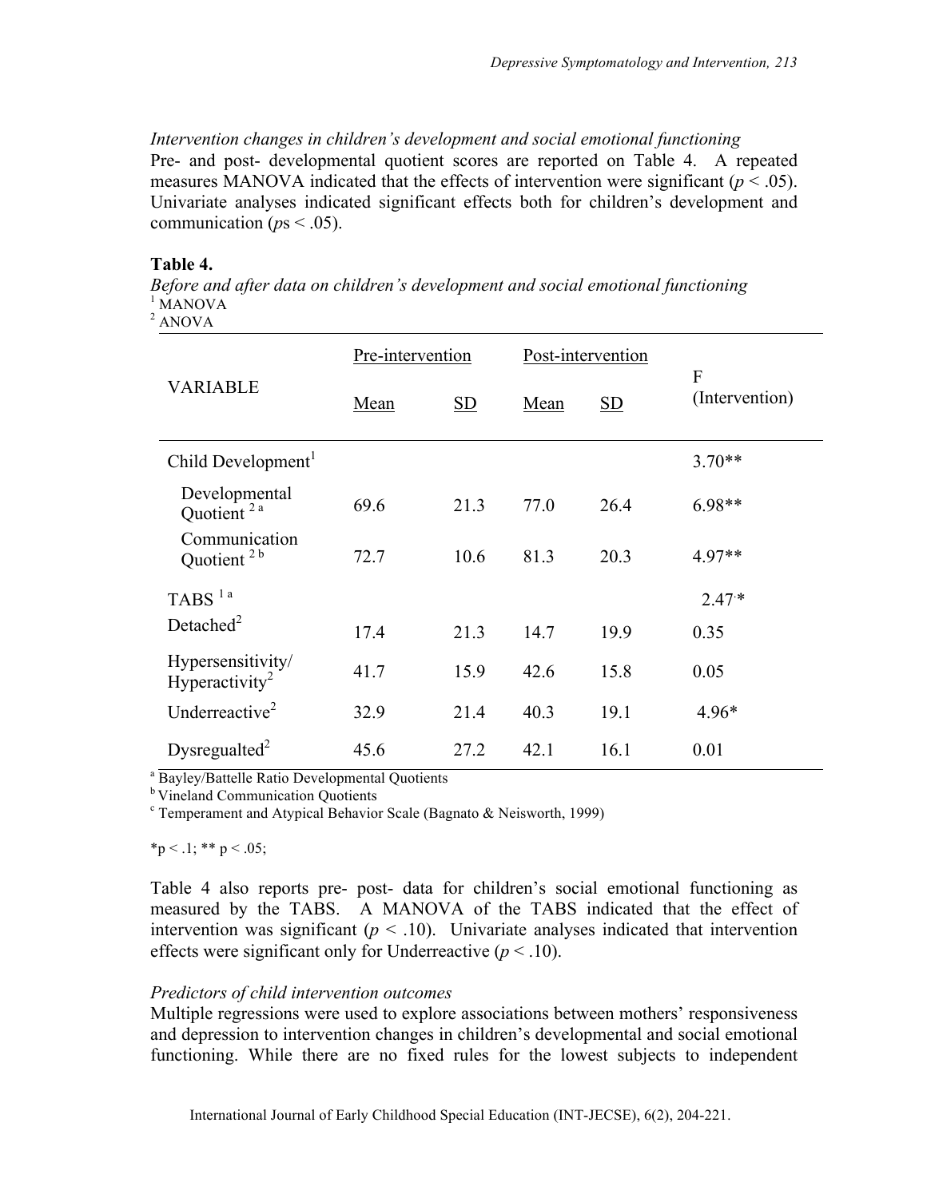*Intervention changes in children's development and social emotional functioning*

Pre- and post- developmental quotient scores are reported on Table 4. A repeated measures MANOVA indicated that the effects of intervention were significant ($p < .05$). Univariate analyses indicated significant effects both for children's development and communication ($p$s < .05).

**Table 4.**

*Before and after data on children's development and social emotional functioning*

[1] MANOVA
[2] ANOVA

| VARIABLE | Pre-intervention | | Post-intervention | | F (Intervention) |
|---|---|---|---|---|---|
| | Mean | SD | Mean | SD | |
| Child Development[1] | | | | | 3.70** |
| Developmental Quotient [2 a] | 69.6 | 21.3 | 77.0 | 26.4 | 6.98** |
| Communication Quotient [2 b] | 72.7 | 10.6 | 81.3 | 20.3 | 4.97** |
| TABS [1 a] | | | | | 2.47* |
| Detached[2] | 17.4 | 21.3 | 14.7 | 19.9 | 0.35 |
| Hypersensitivity/ Hyperactivity[2] | 41.7 | 15.9 | 42.6 | 15.8 | 0.05 |
| Underreactive[2] | 32.9 | 21.4 | 40.3 | 19.1 | 4.96* |
| Dysregualted[2] | 45.6 | 27.2 | 42.1 | 16.1 | 0.01 |

[a] Bayley/Battelle Ratio Developmental Quotients
[b] Vineland Communication Quotients
[c] Temperament and Atypical Behavior Scale (Bagnato & Neisworth, 1999)

*$p < .1$; ** $p < .05$;

Table 4 also reports pre- post- data for children's social emotional functioning as measured by the TABS. A MANOVA of the TABS indicated that the effect of intervention was significant ($p < .10$). Univariate analyses indicated that intervention effects were significant only for Underreactive ($p < .10$).

*Predictors of child intervention outcomes*

Multiple regressions were used to explore associations between mothers' responsiveness and depression to intervention changes in children's developmental and social emotional functioning. While there are no fixed rules for the lowest subjects to independent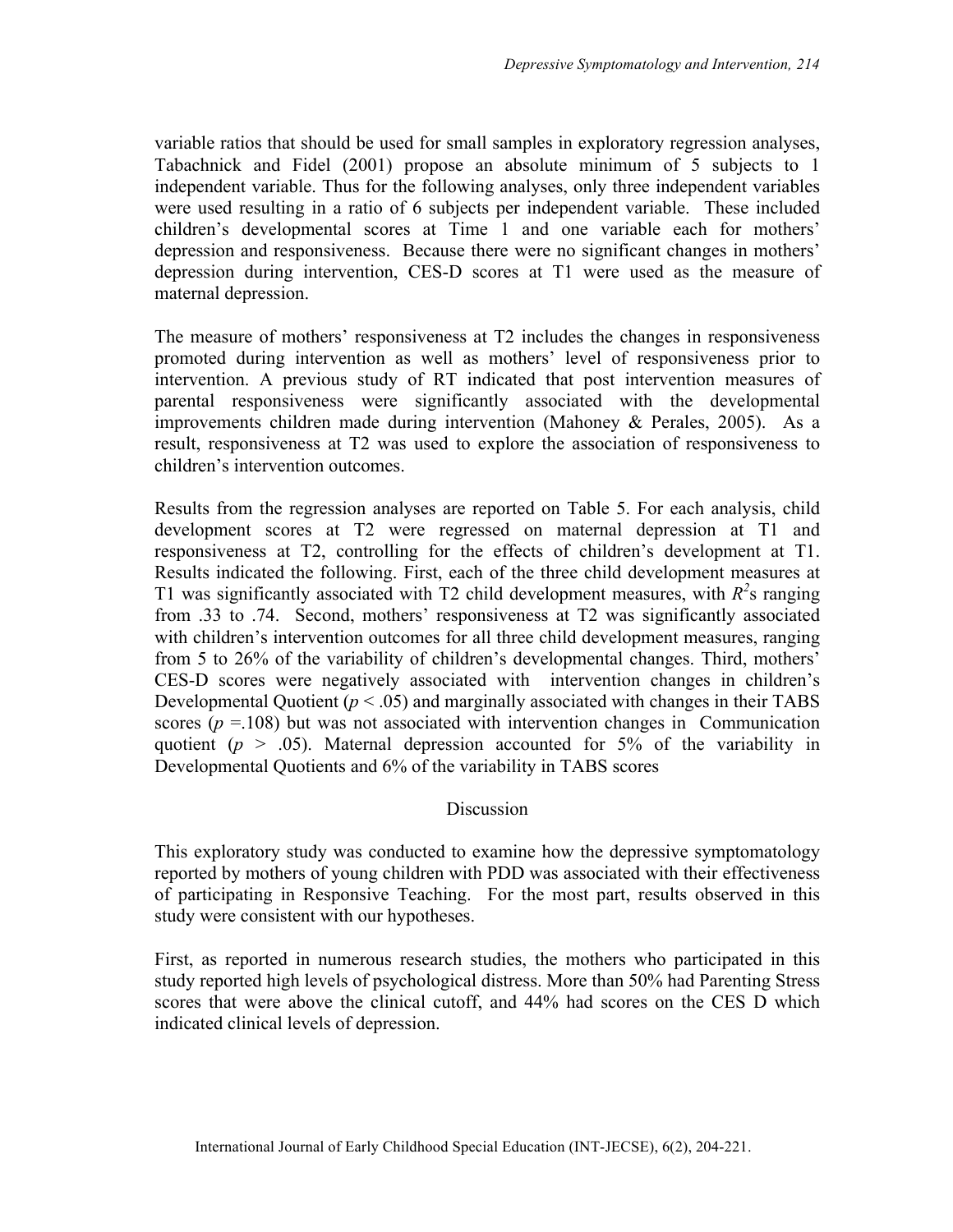variable ratios that should be used for small samples in exploratory regression analyses, Tabachnick and Fidel (2001) propose an absolute minimum of 5 subjects to 1 independent variable. Thus for the following analyses, only three independent variables were used resulting in a ratio of 6 subjects per independent variable. These included children's developmental scores at Time 1 and one variable each for mothers' depression and responsiveness. Because there were no significant changes in mothers' depression during intervention, CES-D scores at T1 were used as the measure of maternal depression.

The measure of mothers' responsiveness at T2 includes the changes in responsiveness promoted during intervention as well as mothers' level of responsiveness prior to intervention. A previous study of RT indicated that post intervention measures of parental responsiveness were significantly associated with the developmental improvements children made during intervention (Mahoney & Perales, 2005). As a result, responsiveness at T2 was used to explore the association of responsiveness to children's intervention outcomes.

Results from the regression analyses are reported on Table 5. For each analysis, child development scores at T2 were regressed on maternal depression at T1 and responsiveness at T2, controlling for the effects of children's development at T1. Results indicated the following. First, each of the three child development measures at T1 was significantly associated with T2 child development measures, with $R^2$s ranging from .33 to .74. Second, mothers' responsiveness at T2 was significantly associated with children's intervention outcomes for all three child development measures, ranging from 5 to 26% of the variability of children's developmental changes. Third, mothers' CES-D scores were negatively associated with intervention changes in children's Developmental Quotient ($p < .05$) and marginally associated with changes in their TABS scores ($p = .108$) but was not associated with intervention changes in Communication quotient ($p > .05$). Maternal depression accounted for 5% of the variability in Developmental Quotients and 6% of the variability in TABS scores

## Discussion

This exploratory study was conducted to examine how the depressive symptomatology reported by mothers of young children with PDD was associated with their effectiveness of participating in Responsive Teaching. For the most part, results observed in this study were consistent with our hypotheses.

First, as reported in numerous research studies, the mothers who participated in this study reported high levels of psychological distress. More than 50% had Parenting Stress scores that were above the clinical cutoff, and 44% had scores on the CES D which indicated clinical levels of depression.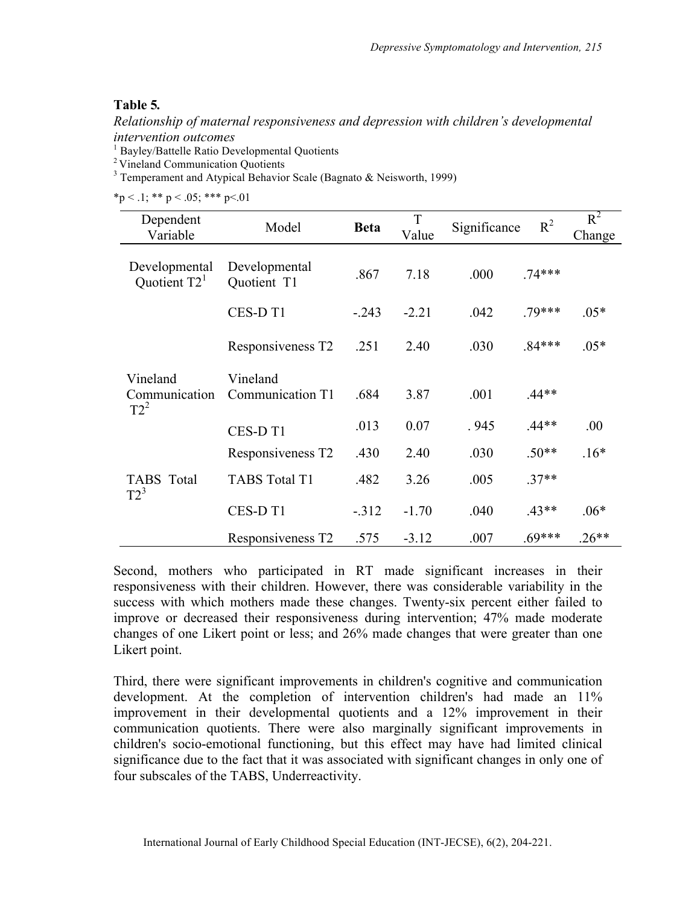**Table 5.**

*Relationship of maternal responsiveness and depression with children's developmental intervention outcomes*

[1] Bayley/Battelle Ratio Developmental Quotients
[2] Vineland Communication Quotients
[3] Temperament and Atypical Behavior Scale (Bagnato & Neisworth, 1999)

*p < .1; ** p < .05; *** p<.01

| Dependent Variable | Model | **Beta** | T Value | Significance | $R^2$ | $R^2$ Change |
|---|---|---|---|---|---|---|
| Developmental Quotient T2[1] | Developmental Quotient T1 | .867 | 7.18 | .000 | .74*** | |
| | CES-D T1 | -.243 | -2.21 | .042 | .79*** | .05* |
| | Responsiveness T2 | .251 | 2.40 | .030 | .84*** | .05* |
| Vineland Communication T2[2] | Vineland Communication T1 | .684 | 3.87 | .001 | .44** | |
| | CES-D T1 | .013 | 0.07 | . 945 | .44** | .00 |
| | Responsiveness T2 | .430 | 2.40 | .030 | .50** | .16* |
| TABS Total T2[3] | TABS Total T1 | .482 | 3.26 | .005 | .37** | |
| | CES-D T1 | -.312 | -1.70 | .040 | .43** | .06* |
| | Responsiveness T2 | .575 | -3.12 | .007 | .69*** | .26** |

Second, mothers who participated in RT made significant increases in their responsiveness with their children. However, there was considerable variability in the success with which mothers made these changes. Twenty-six percent either failed to improve or decreased their responsiveness during intervention; 47% made moderate changes of one Likert point or less; and 26% made changes that were greater than one Likert point.

Third, there were significant improvements in children's cognitive and communication development. At the completion of intervention children's had made an 11% improvement in their developmental quotients and a 12% improvement in their communication quotients. There were also marginally significant improvements in children's socio-emotional functioning, but this effect may have had limited clinical significance due to the fact that it was associated with significant changes in only one of four subscales of the TABS, Underreactivity.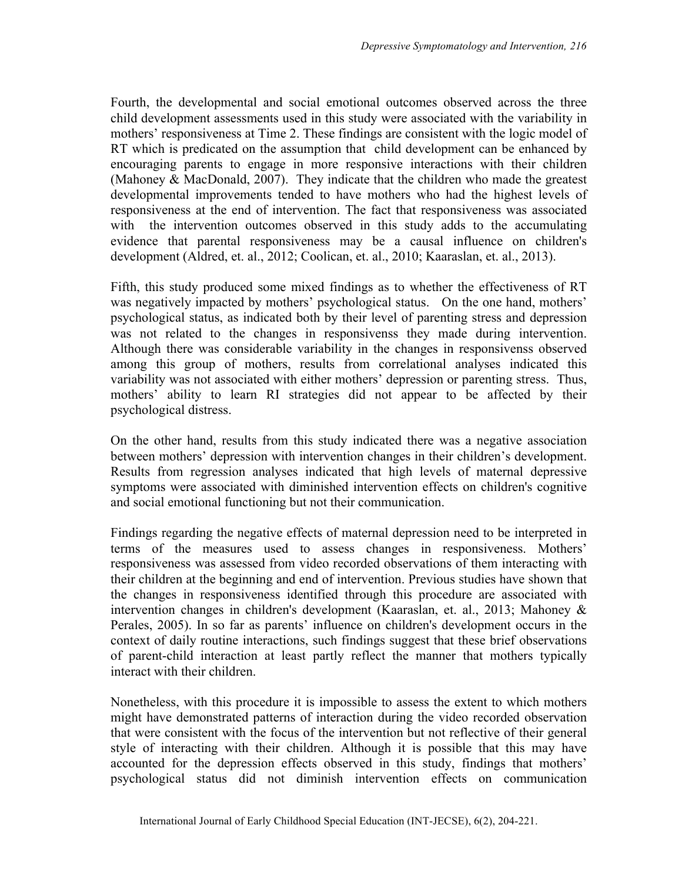Fourth, the developmental and social emotional outcomes observed across the three child development assessments used in this study were associated with the variability in mothers' responsiveness at Time 2. These findings are consistent with the logic model of RT which is predicated on the assumption that child development can be enhanced by encouraging parents to engage in more responsive interactions with their children (Mahoney & MacDonald, 2007). They indicate that the children who made the greatest developmental improvements tended to have mothers who had the highest levels of responsiveness at the end of intervention. The fact that responsiveness was associated with the intervention outcomes observed in this study adds to the accumulating evidence that parental responsiveness may be a causal influence on children's development (Aldred, et. al., 2012; Coolican, et. al., 2010; Kaaraslan, et. al., 2013).

Fifth, this study produced some mixed findings as to whether the effectiveness of RT was negatively impacted by mothers' psychological status. On the one hand, mothers' psychological status, as indicated both by their level of parenting stress and depression was not related to the changes in responsivenss they made during intervention. Although there was considerable variability in the changes in responsivenss observed among this group of mothers, results from correlational analyses indicated this variability was not associated with either mothers' depression or parenting stress. Thus, mothers' ability to learn RI strategies did not appear to be affected by their psychological distress.

On the other hand, results from this study indicated there was a negative association between mothers' depression with intervention changes in their children's development. Results from regression analyses indicated that high levels of maternal depressive symptoms were associated with diminished intervention effects on children's cognitive and social emotional functioning but not their communication.

Findings regarding the negative effects of maternal depression need to be interpreted in terms of the measures used to assess changes in responsiveness. Mothers' responsiveness was assessed from video recorded observations of them interacting with their children at the beginning and end of intervention. Previous studies have shown that the changes in responsiveness identified through this procedure are associated with intervention changes in children's development (Kaaraslan, et. al., 2013; Mahoney & Perales, 2005). In so far as parents' influence on children's development occurs in the context of daily routine interactions, such findings suggest that these brief observations of parent-child interaction at least partly reflect the manner that mothers typically interact with their children.

Nonetheless, with this procedure it is impossible to assess the extent to which mothers might have demonstrated patterns of interaction during the video recorded observation that were consistent with the focus of the intervention but not reflective of their general style of interacting with their children. Although it is possible that this may have accounted for the depression effects observed in this study, findings that mothers' psychological status did not diminish intervention effects on communication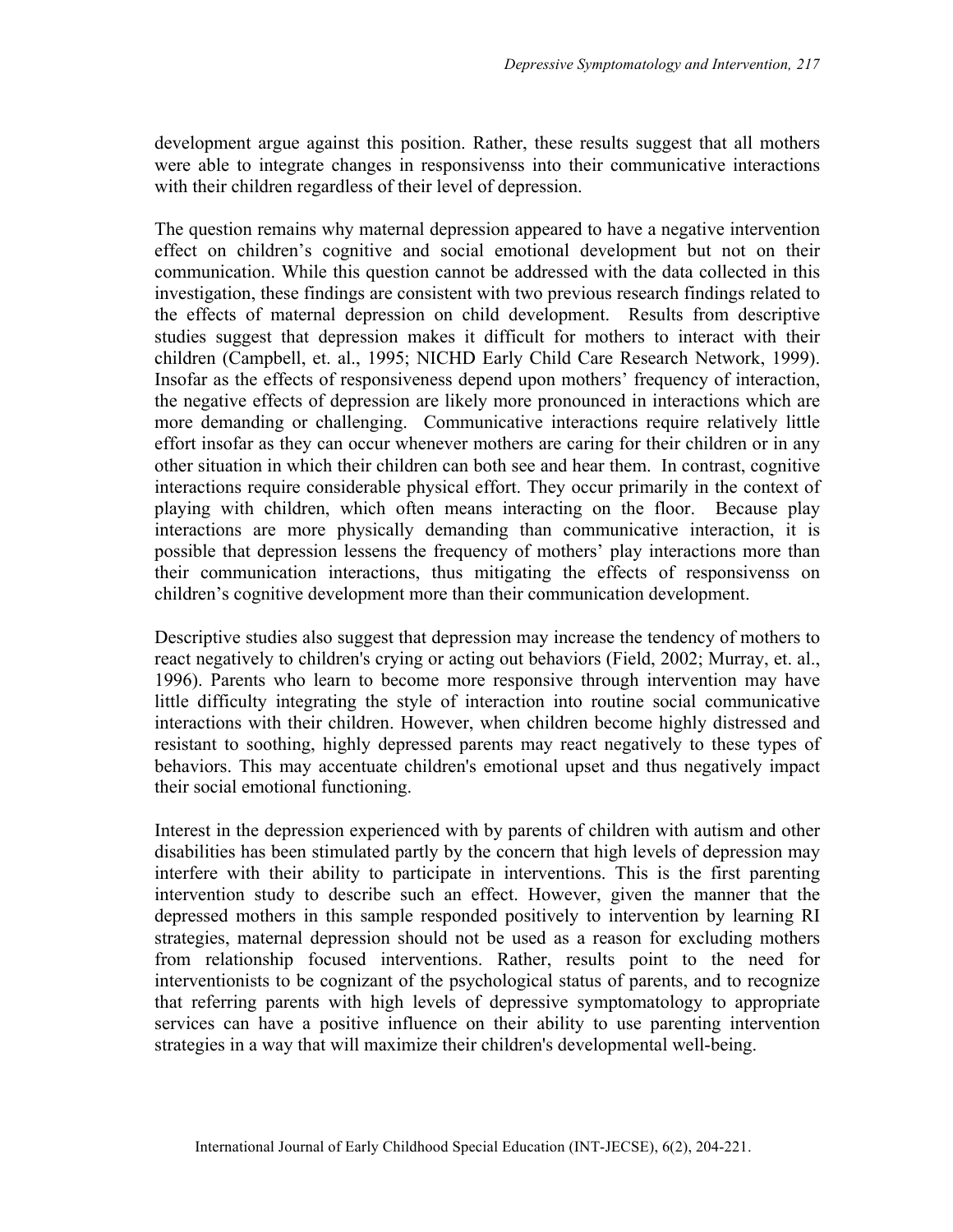development argue against this position. Rather, these results suggest that all mothers were able to integrate changes in responsivenss into their communicative interactions with their children regardless of their level of depression.

The question remains why maternal depression appeared to have a negative intervention effect on children's cognitive and social emotional development but not on their communication. While this question cannot be addressed with the data collected in this investigation, these findings are consistent with two previous research findings related to the effects of maternal depression on child development. Results from descriptive studies suggest that depression makes it difficult for mothers to interact with their children (Campbell, et. al., 1995; NICHD Early Child Care Research Network, 1999). Insofar as the effects of responsiveness depend upon mothers' frequency of interaction, the negative effects of depression are likely more pronounced in interactions which are more demanding or challenging. Communicative interactions require relatively little effort insofar as they can occur whenever mothers are caring for their children or in any other situation in which their children can both see and hear them. In contrast, cognitive interactions require considerable physical effort. They occur primarily in the context of playing with children, which often means interacting on the floor. Because play interactions are more physically demanding than communicative interaction, it is possible that depression lessens the frequency of mothers' play interactions more than their communication interactions, thus mitigating the effects of responsivenss on children's cognitive development more than their communication development.

Descriptive studies also suggest that depression may increase the tendency of mothers to react negatively to children's crying or acting out behaviors (Field, 2002; Murray, et. al., 1996). Parents who learn to become more responsive through intervention may have little difficulty integrating the style of interaction into routine social communicative interactions with their children. However, when children become highly distressed and resistant to soothing, highly depressed parents may react negatively to these types of behaviors. This may accentuate children's emotional upset and thus negatively impact their social emotional functioning.

Interest in the depression experienced with by parents of children with autism and other disabilities has been stimulated partly by the concern that high levels of depression may interfere with their ability to participate in interventions. This is the first parenting intervention study to describe such an effect. However, given the manner that the depressed mothers in this sample responded positively to intervention by learning RI strategies, maternal depression should not be used as a reason for excluding mothers from relationship focused interventions. Rather, results point to the need for interventionists to be cognizant of the psychological status of parents, and to recognize that referring parents with high levels of depressive symptomatology to appropriate services can have a positive influence on their ability to use parenting intervention strategies in a way that will maximize their children's developmental well-being.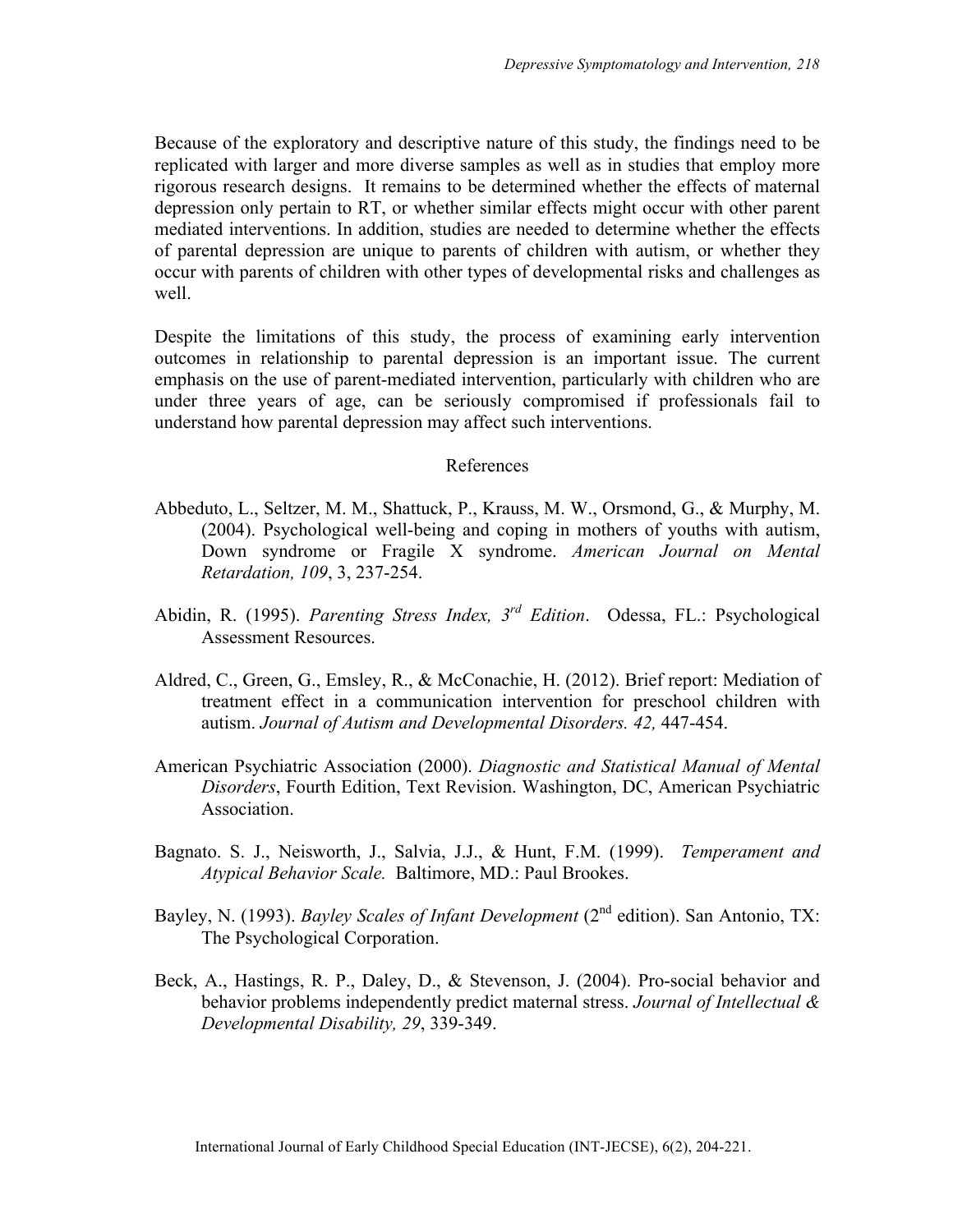Because of the exploratory and descriptive nature of this study, the findings need to be replicated with larger and more diverse samples as well as in studies that employ more rigorous research designs. It remains to be determined whether the effects of maternal depression only pertain to RT, or whether similar effects might occur with other parent mediated interventions. In addition, studies are needed to determine whether the effects of parental depression are unique to parents of children with autism, or whether they occur with parents of children with other types of developmental risks and challenges as well.

Despite the limitations of this study, the process of examining early intervention outcomes in relationship to parental depression is an important issue. The current emphasis on the use of parent-mediated intervention, particularly with children who are under three years of age, can be seriously compromised if professionals fail to understand how parental depression may affect such interventions.

## References

Abbeduto, L., Seltzer, M. M., Shattuck, P., Krauss, M. W., Orsmond, G., & Murphy, M. (2004). Psychological well-being and coping in mothers of youths with autism, Down syndrome or Fragile X syndrome. *American Journal on Mental Retardation, 109*, 3, 237-254.

Abidin, R. (1995). *Parenting Stress Index, 3rd Edition*. Odessa, FL.: Psychological Assessment Resources.

Aldred, C., Green, G., Emsley, R., & McConachie, H. (2012). Brief report: Mediation of treatment effect in a communication intervention for preschool children with autism. *Journal of Autism and Developmental Disorders. 42,* 447-454.

American Psychiatric Association (2000). *Diagnostic and Statistical Manual of Mental Disorders*, Fourth Edition, Text Revision. Washington, DC, American Psychiatric Association.

Bagnato. S. J., Neisworth, J., Salvia, J.J., & Hunt, F.M. (1999). *Temperament and Atypical Behavior Scale.* Baltimore, MD.: Paul Brookes.

Bayley, N. (1993). *Bayley Scales of Infant Development* (2nd edition). San Antonio, TX: The Psychological Corporation.

Beck, A., Hastings, R. P., Daley, D., & Stevenson, J. (2004). Pro-social behavior and behavior problems independently predict maternal stress. *Journal of Intellectual & Developmental Disability, 29*, 339-349.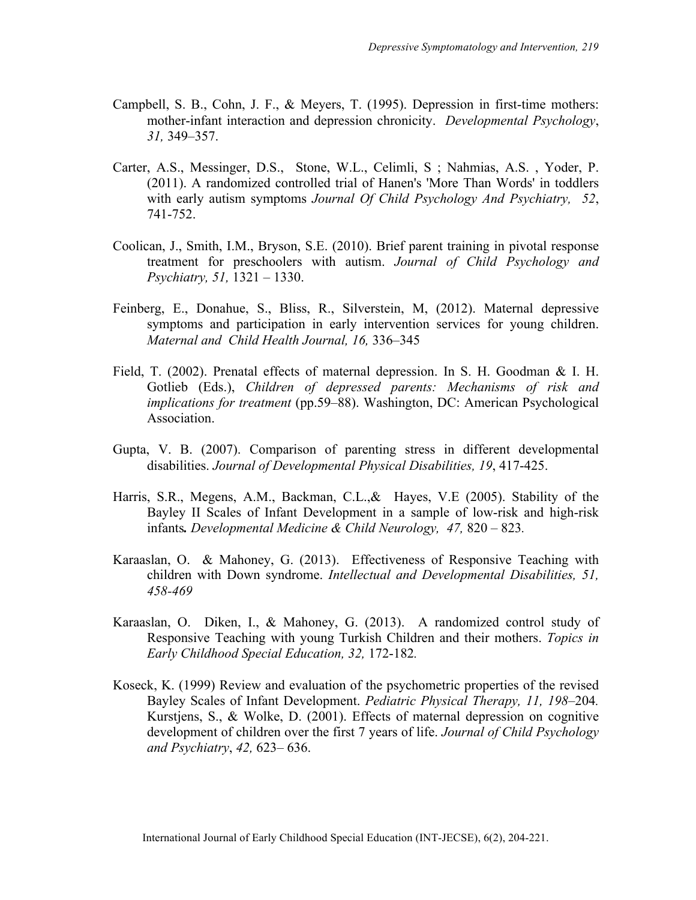Campbell, S. B., Cohn, J. F., & Meyers, T. (1995). Depression in first-time mothers: mother-infant interaction and depression chronicity. *Developmental Psychology*, *31,* 349–357.

Carter, A.S., Messinger, D.S., Stone, W.L., Celimli, S ; Nahmias, A.S. , Yoder, P. (2011). A randomized controlled trial of Hanen's 'More Than Words' in toddlers with early autism symptoms *Journal Of Child Psychology And Psychiatry, 52*, 741-752.

Coolican, J., Smith, I.M., Bryson, S.E. (2010). Brief parent training in pivotal response treatment for preschoolers with autism. *Journal of Child Psychology and Psychiatry, 51,* 1321 – 1330.

Feinberg, E., Donahue, S., Bliss, R., Silverstein, M, (2012). Maternal depressive symptoms and participation in early intervention services for young children. *Maternal and Child Health Journal, 16,* 336–345

Field, T. (2002). Prenatal effects of maternal depression. In S. H. Goodman & I. H. Gotlieb (Eds.), *Children of depressed parents: Mechanisms of risk and implications for treatment* (pp.59–88). Washington, DC: American Psychological Association.

Gupta, V. B. (2007). Comparison of parenting stress in different developmental disabilities. *Journal of Developmental Physical Disabilities, 19*, 417-425.

Harris, S.R., Megens, A.M., Backman, C.L.,& Hayes, V.E (2005). Stability of the Bayley II Scales of Infant Development in a sample of low-risk and high-risk infants**.** *Developmental Medicine & Child Neurology, 47,* 820 – 823.

Karaaslan, O. & Mahoney, G. (2013). Effectiveness of Responsive Teaching with children with Down syndrome. *Intellectual and Developmental Disabilities, 51, 458-469*

Karaaslan, O. Diken, I., & Mahoney, G. (2013). A randomized control study of Responsive Teaching with young Turkish Children and their mothers. *Topics in Early Childhood Special Education, 32,* 172-182*.*

Koseck, K. (1999) Review and evaluation of the psychometric properties of the revised Bayley Scales of Infant Development. *Pediatric Physical Therapy, 11, 198–*204*.* Kurstjens, S., & Wolke, D. (2001). Effects of maternal depression on cognitive development of children over the first 7 years of life. *Journal of Child Psychology and Psychiatry*, *42,* 623– 636.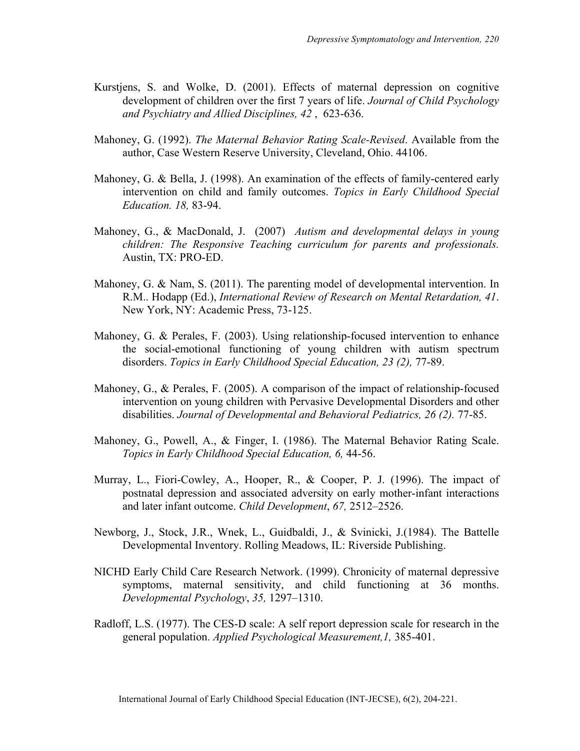Kurstjens, S. and Wolke, D. (2001). Effects of maternal depression on cognitive development of children over the first 7 years of life. *Journal of Child Psychology and Psychiatry and Allied Disciplines, 42* , 623-636.

Mahoney, G. (1992). *The Maternal Behavior Rating Scale-Revised*. Available from the author, Case Western Reserve University, Cleveland, Ohio. 44106.

Mahoney, G. & Bella, J. (1998). An examination of the effects of family-centered early intervention on child and family outcomes. *Topics in Early Childhood Special Education. 18,* 83-94.

Mahoney, G., & MacDonald, J. (2007) *Autism and developmental delays in young children: The Responsive Teaching curriculum for parents and professionals.* Austin, TX: PRO-ED.

Mahoney, G. & Nam, S. (2011). The parenting model of developmental intervention. In R.M.. Hodapp (Ed.), *International Review of Research on Mental Retardation, 41*. New York, NY: Academic Press, 73-125.

Mahoney, G. & Perales, F. (2003). Using relationship-focused intervention to enhance the social-emotional functioning of young children with autism spectrum disorders. *Topics in Early Childhood Special Education, 23 (2),* 77-89.

Mahoney, G., & Perales, F. (2005). A comparison of the impact of relationship-focused intervention on young children with Pervasive Developmental Disorders and other disabilities. *Journal of Developmental and Behavioral Pediatrics, 26 (2).* 77-85.

Mahoney, G., Powell, A., & Finger, I. (1986). The Maternal Behavior Rating Scale. *Topics in Early Childhood Special Education, 6,* 44-56.

Murray, L., Fiori-Cowley, A., Hooper, R., & Cooper, P. J. (1996). The impact of postnatal depression and associated adversity on early mother-infant interactions and later infant outcome. *Child Development*, *67,* 2512–2526.

Newborg, J., Stock, J.R., Wnek, L., Guidbaldi, J., & Svinicki, J.(1984). The Battelle Developmental Inventory. Rolling Meadows, IL: Riverside Publishing.

NICHD Early Child Care Research Network. (1999). Chronicity of maternal depressive symptoms, maternal sensitivity, and child functioning at 36 months. *Developmental Psychology*, *35,* 1297–1310.

Radloff, L.S. (1977). The CES-D scale: A self report depression scale for research in the general population. *Applied Psychological Measurement,1,* 385-401.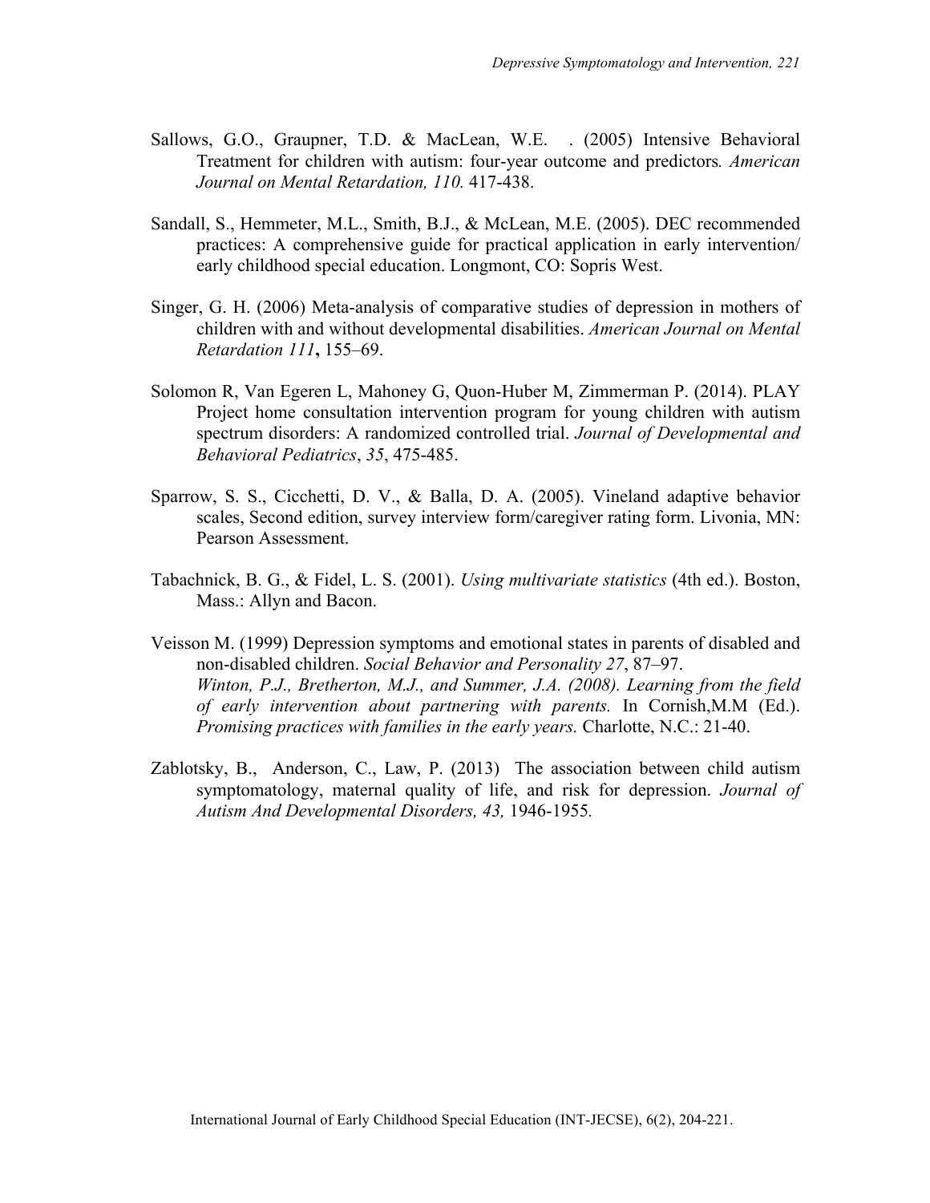Sallows, G.O., Graupner, T.D. & MacLean, W.E. . (2005) Intensive Behavioral Treatment for children with autism: four-year outcome and predictors. *American Journal on Mental Retardation, 110.* 417-438.

Sandall, S., Hemmeter, M.L., Smith, B.J., & McLean, M.E. (2005). DEC recommended practices: A comprehensive guide for practical application in early intervention/ early childhood special education. Longmont, CO: Sopris West.

Singer, G. H. (2006) Meta-analysis of comparative studies of depression in mothers of children with and without developmental disabilities. *American Journal on Mental Retardation 111***,** 155–69.

Solomon R, Van Egeren L, Mahoney G, Quon-Huber M, Zimmerman P. (2014). PLAY Project home consultation intervention program for young children with autism spectrum disorders: A randomized controlled trial. *Journal of Developmental and Behavioral Pediatrics*, *35*, 475-485.

Sparrow, S. S., Cicchetti, D. V., & Balla, D. A. (2005). Vineland adaptive behavior scales, Second edition, survey interview form/caregiver rating form. Livonia, MN: Pearson Assessment.

Tabachnick, B. G., & Fidel, L. S. (2001). *Using multivariate statistics* (4th ed.). Boston, Mass.: Allyn and Bacon.

Veisson M. (1999) Depression symptoms and emotional states in parents of disabled and non-disabled children. *Social Behavior and Personality 27*, 87–97.
*Winton, P.J., Bretherton, M.J., and Summer, J.A. (2008). Learning from the field of early intervention about partnering with parents.* In Cornish,M.M (Ed.). *Promising practices with families in the early years.* Charlotte, N.C.: 21-40.

Zablotsky, B., Anderson, C., Law, P. (2013) The association between child autism symptomatology, maternal quality of life, and risk for depression. *Journal of Autism And Developmental Disorders, 43,* 1946-1955.